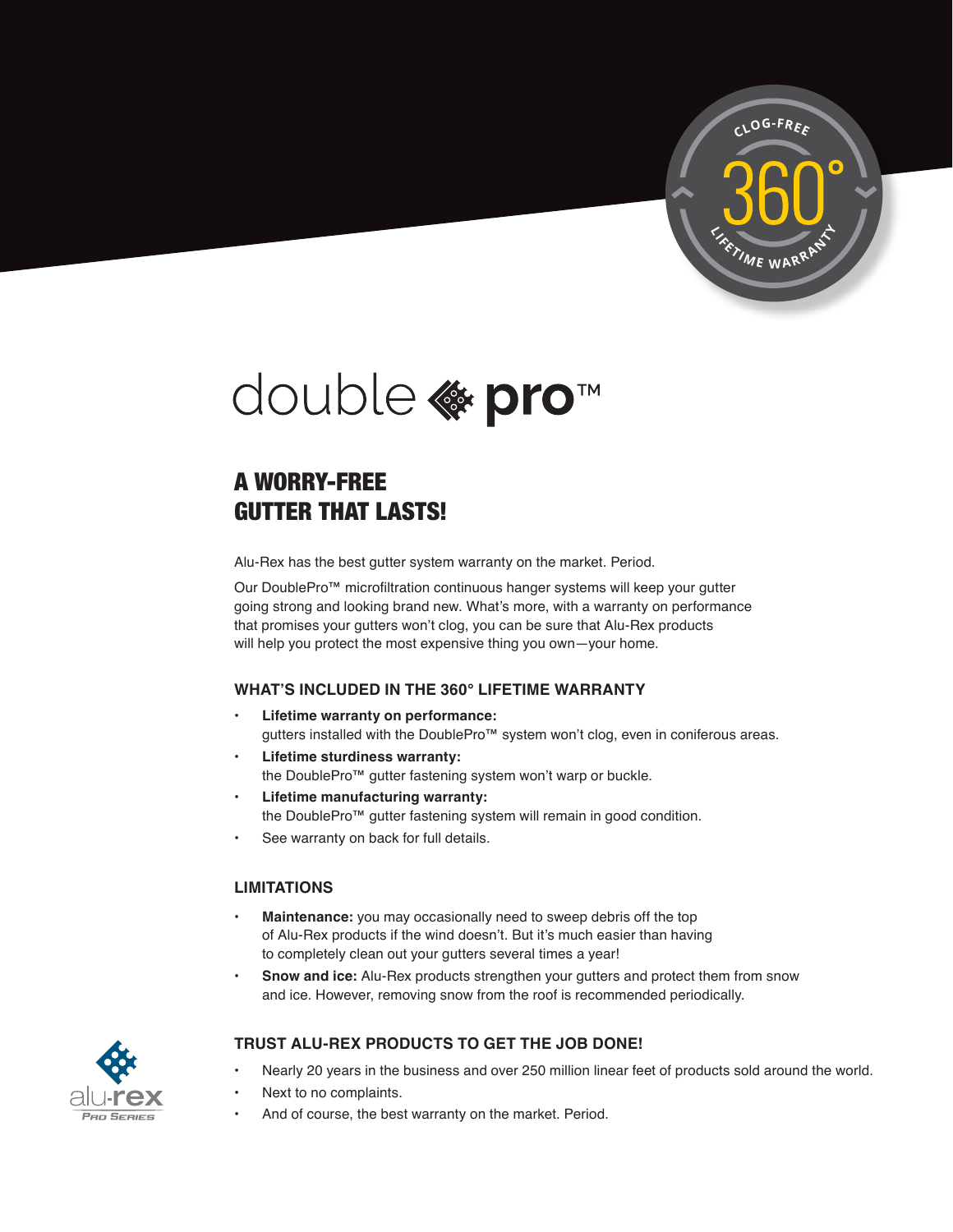CLOG-FREE 360° LIFETIME WARRANTY

# double pro™

## A WORRY-FREE GUTTER THAT LASTS!

Alu-Rex has the best gutter system warranty on the market. Period.

Our DoublePro™ microfiltration continuous hanger systems will keep your gutter going strong and looking brand new. What's more, with a warranty on performance that promises your gutters won't clog, you can be sure that Alu-Rex products will help you protect the most expensive thing you own—your home.

### WHAT'S INCLUDED IN THE 360° LIFETIME WARRANTY

- **Lifetime warranty on performance:** gutters installed with the DoublePro™ system won't clog, even in coniferous areas.
- **Lifetime sturdiness warranty:** the DoublePro™ gutter fastening system won't warp or buckle.
- **Lifetime manufacturing warranty:** the DoublePro™ gutter fastening system will remain in good condition.
- See warranty on back for full details.

### LIMITATIONS

- **Maintenance:** you may occasionally need to sweep debris off the top of Alu-Rex products if the wind doesn't. But it's much easier than having to completely clean out your gutters several times a year!
- **Snow and ice:** Alu-Rex products strengthen your gutters and protect them from snow and ice. However, removing snow from the roof is recommended periodically.

### TRUST ALU-REX PRODUCTS TO GET THE JOB DONE!

- Nearly 20 years in the business and over 250 million linear feet of products sold around the world.
- Next to no complaints.
- And of course, the best warranty on the market. Period.

alu-rex Pro Series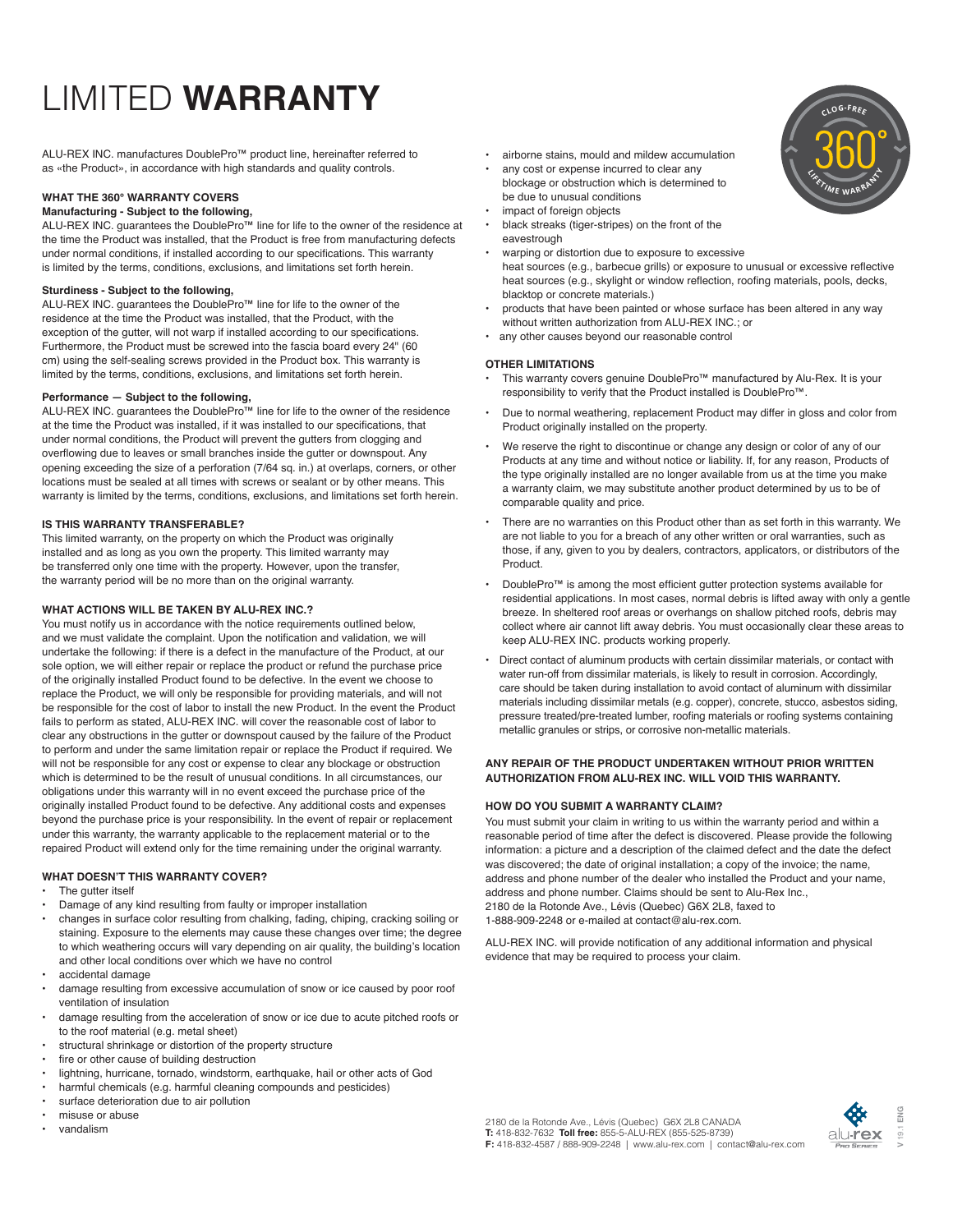# LIMITED **WARRANTY**

ALU-REX INC. manufactures DoublePro™ product line, hereinafter referred to as «the Product», in accordance with high standards and quality controls.

### WHAT THE 360° WARRANTY COVERS

**Manufacturing - Subject to the following,**
ALU-REX INC. guarantees the DoublePro™ line for life to the owner of the residence at the time the Product was installed, that the Product is free from manufacturing defects under normal conditions, if installed according to our specifications. This warranty is limited by the terms, conditions, exclusions, and limitations set forth herein.

**Sturdiness - Subject to the following,**
ALU-REX INC. guarantees the DoublePro™ line for life to the owner of the residence at the time the Product was installed, that the Product, with the exception of the gutter, will not warp if installed according to our specifications. Furthermore, the Product must be screwed into the fascia board every 24" (60 cm) using the self-sealing screws provided in the Product box. This warranty is limited by the terms, conditions, exclusions, and limitations set forth herein.

**Performance — Subject to the following,**
ALU-REX INC. guarantees the DoublePro™ line for life to the owner of the residence at the time the Product was installed, if it was installed to our specifications, that under normal conditions, the Product will prevent the gutters from clogging and overflowing due to leaves or small branches inside the gutter or downspout. Any opening exceeding the size of a perforation (7/64 sq. in.) at overlaps, corners, or other locations must be sealed at all times with screws or sealant or by other means. This warranty is limited by the terms, conditions, exclusions, and limitations set forth herein.

### IS THIS WARRANTY TRANSFERABLE?

This limited warranty, on the property on which the Product was originally installed and as long as you own the property. This limited warranty may be transferred only one time with the property. However, upon the transfer, the warranty period will be no more than on the original warranty.

### WHAT ACTIONS WILL BE TAKEN BY ALU-REX INC.?

You must notify us in accordance with the notice requirements outlined below, and we must validate the complaint. Upon the notification and validation, we will undertake the following: if there is a defect in the manufacture of the Product, at our sole option, we will either repair or replace the product or refund the purchase price of the originally installed Product found to be defective. In the event we choose to replace the Product, we will only be responsible for providing materials, and will not be responsible for the cost of labor to install the new Product. In the event the Product fails to perform as stated, ALU-REX INC. will cover the reasonable cost of labor to clear any obstructions in the gutter or downspout caused by the failure of the Product to perform and under the same limitation repair or replace the Product if required. We will not be responsible for any cost or expense to clear any blockage or obstruction which is determined to be the result of unusual conditions. In all circumstances, our obligations under this warranty will in no event exceed the purchase price of the originally installed Product found to be defective. Any additional costs and expenses beyond the purchase price is your responsibility. In the event of repair or replacement under this warranty, the warranty applicable to the replacement material or to the repaired Product will extend only for the time remaining under the original warranty.

### WHAT DOESN'T THIS WARRANTY COVER?

- The gutter itself
- Damage of any kind resulting from faulty or improper installation
- changes in surface color resulting from chalking, fading, chiping, cracking soiling or staining. Exposure to the elements may cause these changes over time; the degree to which weathering occurs will vary depending on air quality, the building's location and other local conditions over which we have no control
- accidental damage
- damage resulting from excessive accumulation of snow or ice caused by poor roof ventilation of insulation
- damage resulting from the acceleration of snow or ice due to acute pitched roofs or to the roof material (e.g. metal sheet)
- structural shrinkage or distortion of the property structure
- fire or other cause of building destruction
- lightning, hurricane, tornado, windstorm, earthquake, hail or other acts of God
- harmful chemicals (e.g. harmful cleaning compounds and pesticides)
- surface deterioration due to air pollution
- misuse or abuse
- vandalism
- airborne stains, mould and mildew accumulation
- any cost or expense incurred to clear any blockage or obstruction which is determined to be due to unusual conditions
- impact of foreign objects
- black streaks (tiger-stripes) on the front of the eavestrough
- warping or distortion due to exposure to excessive heat sources (e.g., barbecue grills) or exposure to unusual or excessive reflective heat sources (e.g., skylight or window reflection, roofing materials, pools, decks, blacktop or concrete materials.)
- products that have been painted or whose surface has been altered in any way without written authorization from ALU-REX INC.; or
- any other causes beyond our reasonable control

### OTHER LIMITATIONS

- This warranty covers genuine DoublePro™ manufactured by Alu-Rex. It is your responsibility to verify that the Product installed is DoublePro™.
- Due to normal weathering, replacement Product may differ in gloss and color from Product originally installed on the property.
- We reserve the right to discontinue or change any design or color of any of our Products at any time and without notice or liability. If, for any reason, Products of the type originally installed are no longer available from us at the time you make a warranty claim, we may substitute another product determined by us to be of comparable quality and price.
- There are no warranties on this Product other than as set forth in this warranty. We are not liable to you for a breach of any other written or oral warranties, such as those, if any, given to you by dealers, contractors, applicators, or distributors of the Product.
- DoublePro™ is among the most efficient gutter protection systems available for residential applications. In most cases, normal debris is lifted away with only a gentle breeze. In sheltered roof areas or overhangs on shallow pitched roofs, debris may collect where air cannot lift away debris. You must occasionally clear these areas to keep ALU-REX INC. products working properly.
- Direct contact of aluminum products with certain dissimilar materials, or contact with water run-off from dissimilar materials, is likely to result in corrosion. Accordingly, care should be taken during installation to avoid contact of aluminum with dissimilar materials including dissimilar metals (e.g. copper), concrete, stucco, asbestos siding, pressure treated/pre-treated lumber, roofing materials or roofing systems containing metallic granules or strips, or corrosive non-metallic materials.

**ANY REPAIR OF THE PRODUCT UNDERTAKEN WITHOUT PRIOR WRITTEN AUTHORIZATION FROM ALU-REX INC. WILL VOID THIS WARRANTY.**

### HOW DO YOU SUBMIT A WARRANTY CLAIM?

You must submit your claim in writing to us within the warranty period and within a reasonable period of time after the defect is discovered. Please provide the following information: a picture and a description of the claimed defect and the date the defect was discovered; the date of original installation; a copy of the invoice; the name, address and phone number of the dealer who installed the Product and your name, address and phone number. Claims should be sent to Alu-Rex Inc., 2180 de la Rotonde Ave., Lévis (Quebec) G6X 2L8, faxed to 1-888-909-2248 or e-mailed at contact@alu-rex.com.

ALU-REX INC. will provide notification of any additional information and physical evidence that may be required to process your claim.

2180 de la Rotonde Ave., Lévis (Quebec) G6X 2L8 CANADA
**T:** 418-832-7632 **Toll free:** 855-5-ALU-REX (855-525-8739)
**F:** 418-832-4587 / 888-909-2248 | www.alu-rex.com | contact@alu-rex.com

V 19.1 ENG